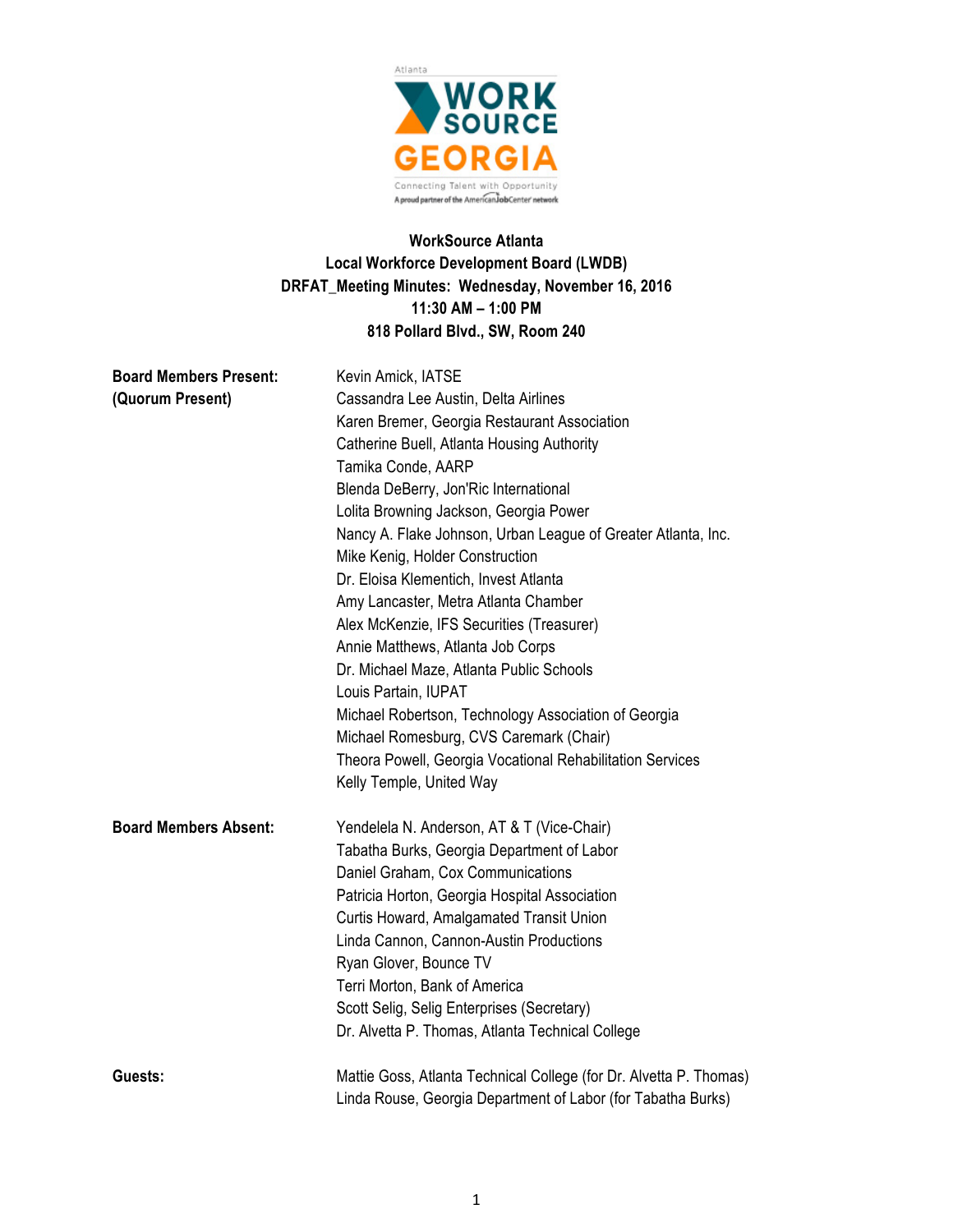**WorkSource Atlanta**
**Local Workforce Development Board (LWDB)**
**DRFAT_Meeting Minutes: Wednesday, November 16, 2016**
**11:30 AM – 1:00 PM**
**818 Pollard Blvd., SW, Room 240**

**Board Members Present: (Quorum Present)**

Kevin Amick, IATSE
Cassandra Lee Austin, Delta Airlines
Karen Bremer, Georgia Restaurant Association
Catherine Buell, Atlanta Housing Authority
Tamika Conde, AARP
Blenda DeBerry, Jon'Ric International
Lolita Browning Jackson, Georgia Power
Nancy A. Flake Johnson, Urban League of Greater Atlanta, Inc.
Mike Kenig, Holder Construction
Dr. Eloisa Klementich, Invest Atlanta
Amy Lancaster, Metra Atlanta Chamber
Alex McKenzie, IFS Securities (Treasurer)
Annie Matthews, Atlanta Job Corps
Dr. Michael Maze, Atlanta Public Schools
Louis Partain, IUPAT
Michael Robertson, Technology Association of Georgia
Michael Romesburg, CVS Caremark (Chair)
Theora Powell, Georgia Vocational Rehabilitation Services
Kelly Temple, United Way

**Board Members Absent:**

Yendelela N. Anderson, AT & T (Vice-Chair)
Tabatha Burks, Georgia Department of Labor
Daniel Graham, Cox Communications
Patricia Horton, Georgia Hospital Association
Curtis Howard, Amalgamated Transit Union
Linda Cannon, Cannon-Austin Productions
Ryan Glover, Bounce TV
Terri Morton, Bank of America
Scott Selig, Selig Enterprises (Secretary)
Dr. Alvetta P. Thomas, Atlanta Technical College

**Guests:**

Mattie Goss, Atlanta Technical College (for Dr. Alvetta P. Thomas)
Linda Rouse, Georgia Department of Labor (for Tabatha Burks)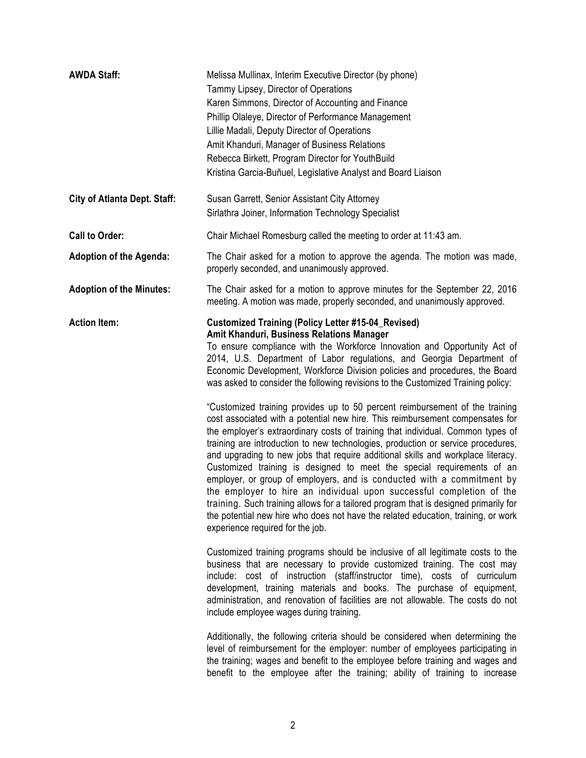**AWDA Staff:**

Melissa Mullinax, Interim Executive Director (by phone)
Tammy Lipsey, Director of Operations
Karen Simmons, Director of Accounting and Finance
Phillip Olaleye, Director of Performance Management
Lillie Madali, Deputy Director of Operations
Amit Khanduri, Manager of Business Relations
Rebecca Birkett, Program Director for YouthBuild
Kristina Garcia-Buñuel, Legislative Analyst and Board Liaison

**City of Atlanta Dept. Staff:**

Susan Garrett, Senior Assistant City Attorney
Sirlathra Joiner, Information Technology Specialist

**Call to Order:** Chair Michael Romesburg called the meeting to order at 11:43 am.

**Adoption of the Agenda:** The Chair asked for a motion to approve the agenda. The motion was made, properly seconded, and unanimously approved.

**Adoption of the Minutes:** The Chair asked for a motion to approve minutes for the September 22, 2016 meeting. A motion was made, properly seconded, and unanimously approved.

**Action Item:**

**Customized Training (Policy Letter #15-04_Revised)**
**Amit Khanduri, Business Relations Manager**

To ensure compliance with the Workforce Innovation and Opportunity Act of 2014, U.S. Department of Labor regulations, and Georgia Department of Economic Development, Workforce Division policies and procedures, the Board was asked to consider the following revisions to the Customized Training policy:

"Customized training provides up to 50 percent reimbursement of the training cost associated with a potential new hire. This reimbursement compensates for the employer's extraordinary costs of training that individual. Common types of training are introduction to new technologies, production or service procedures, and upgrading to new jobs that require additional skills and workplace literacy. Customized training is designed to meet the special requirements of an employer, or group of employers, and is conducted with a commitment by the employer to hire an individual upon successful completion of the training. Such training allows for a tailored program that is designed primarily for the potential new hire who does not have the related education, training, or work experience required for the job.

Customized training programs should be inclusive of all legitimate costs to the business that are necessary to provide customized training. The cost may include: cost of instruction (staff/instructor time), costs of curriculum development, training materials and books. The purchase of equipment, administration, and renovation of facilities are not allowable. The costs do not include employee wages during training.

Additionally, the following criteria should be considered when determining the level of reimbursement for the employer: number of employees participating in the training; wages and benefit to the employee before training and wages and benefit to the employee after the training; ability of training to increase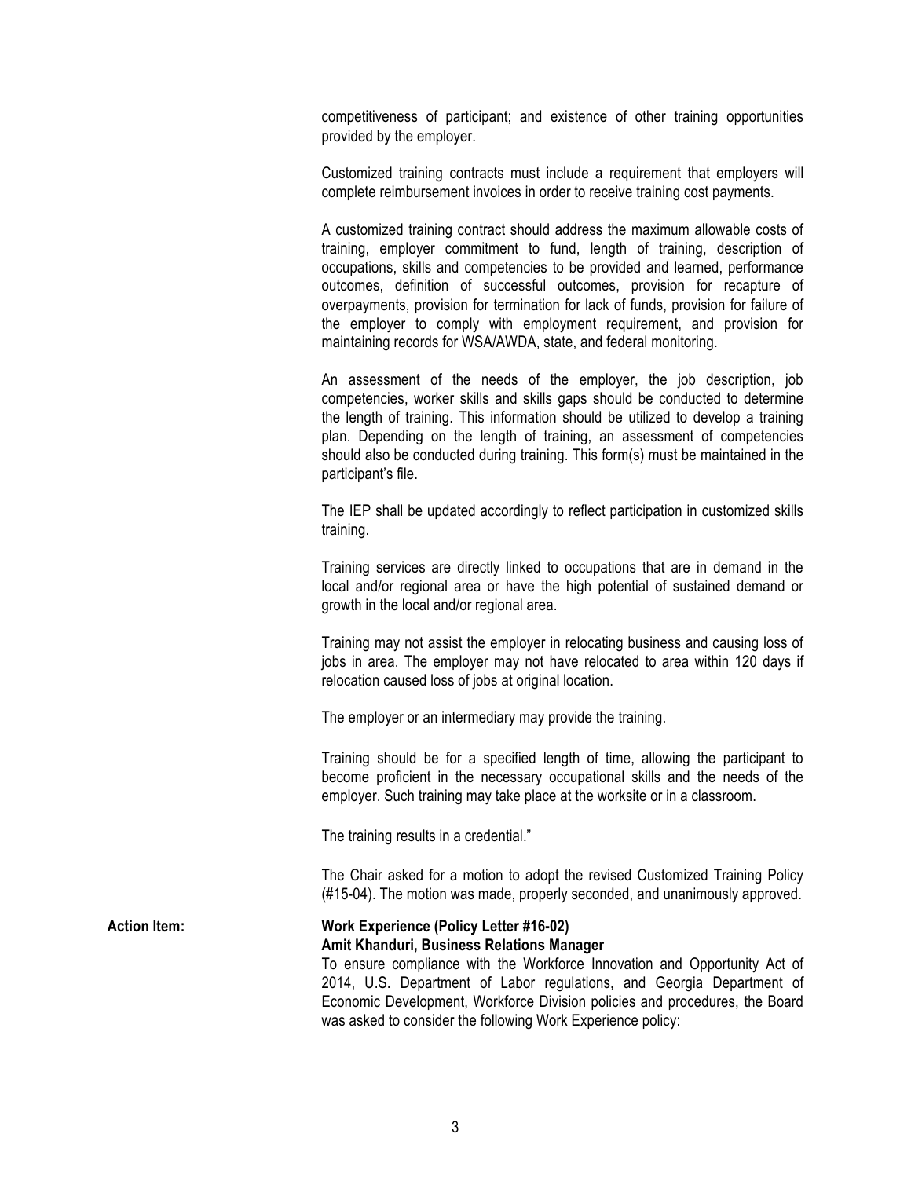competitiveness of participant; and existence of other training opportunities provided by the employer.

Customized training contracts must include a requirement that employers will complete reimbursement invoices in order to receive training cost payments.

A customized training contract should address the maximum allowable costs of training, employer commitment to fund, length of training, description of occupations, skills and competencies to be provided and learned, performance outcomes, definition of successful outcomes, provision for recapture of overpayments, provision for termination for lack of funds, provision for failure of the employer to comply with employment requirement, and provision for maintaining records for WSA/AWDA, state, and federal monitoring.

An assessment of the needs of the employer, the job description, job competencies, worker skills and skills gaps should be conducted to determine the length of training. This information should be utilized to develop a training plan. Depending on the length of training, an assessment of competencies should also be conducted during training. This form(s) must be maintained in the participant's file.

The IEP shall be updated accordingly to reflect participation in customized skills training.

Training services are directly linked to occupations that are in demand in the local and/or regional area or have the high potential of sustained demand or growth in the local and/or regional area.

Training may not assist the employer in relocating business and causing loss of jobs in area. The employer may not have relocated to area within 120 days if relocation caused loss of jobs at original location.

The employer or an intermediary may provide the training.

Training should be for a specified length of time, allowing the participant to become proficient in the necessary occupational skills and the needs of the employer. Such training may take place at the worksite or in a classroom.

The training results in a credential."

The Chair asked for a motion to adopt the revised Customized Training Policy (#15-04). The motion was made, properly seconded, and unanimously approved.

**Action Item:** **Work Experience (Policy Letter #16-02)**
**Amit Khanduri, Business Relations Manager**

To ensure compliance with the Workforce Innovation and Opportunity Act of 2014, U.S. Department of Labor regulations, and Georgia Department of Economic Development, Workforce Division policies and procedures, the Board was asked to consider the following Work Experience policy: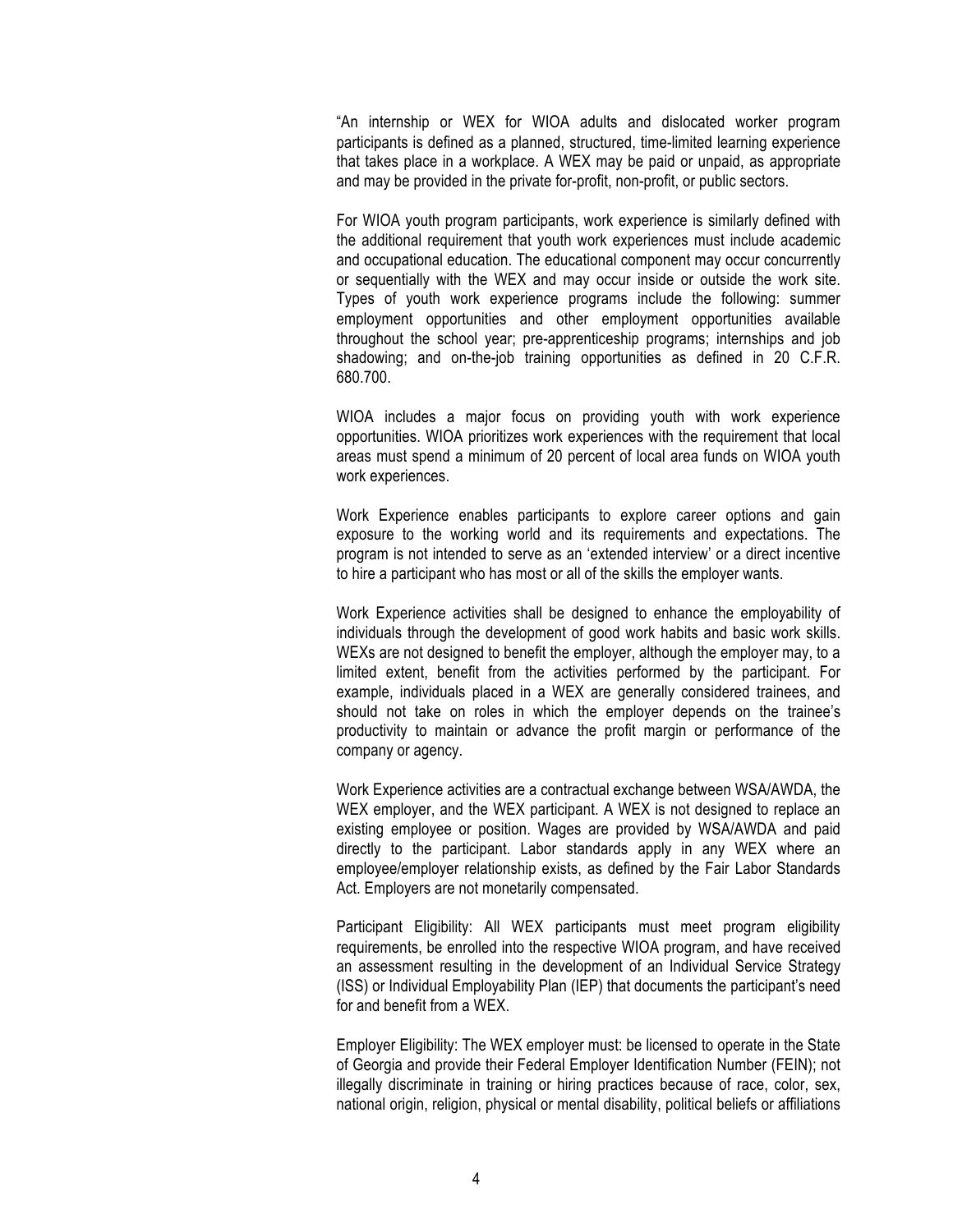"An internship or WEX for WIOA adults and dislocated worker program participants is defined as a planned, structured, time-limited learning experience that takes place in a workplace. A WEX may be paid or unpaid, as appropriate and may be provided in the private for-profit, non-profit, or public sectors.

For WIOA youth program participants, work experience is similarly defined with the additional requirement that youth work experiences must include academic and occupational education. The educational component may occur concurrently or sequentially with the WEX and may occur inside or outside the work site. Types of youth work experience programs include the following: summer employment opportunities and other employment opportunities available throughout the school year; pre-apprenticeship programs; internships and job shadowing; and on-the-job training opportunities as defined in 20 C.F.R. 680.700.

WIOA includes a major focus on providing youth with work experience opportunities. WIOA prioritizes work experiences with the requirement that local areas must spend a minimum of 20 percent of local area funds on WIOA youth work experiences.

Work Experience enables participants to explore career options and gain exposure to the working world and its requirements and expectations. The program is not intended to serve as an 'extended interview' or a direct incentive to hire a participant who has most or all of the skills the employer wants.

Work Experience activities shall be designed to enhance the employability of individuals through the development of good work habits and basic work skills. WEXs are not designed to benefit the employer, although the employer may, to a limited extent, benefit from the activities performed by the participant. For example, individuals placed in a WEX are generally considered trainees, and should not take on roles in which the employer depends on the trainee's productivity to maintain or advance the profit margin or performance of the company or agency.

Work Experience activities are a contractual exchange between WSA/AWDA, the WEX employer, and the WEX participant. A WEX is not designed to replace an existing employee or position. Wages are provided by WSA/AWDA and paid directly to the participant. Labor standards apply in any WEX where an employee/employer relationship exists, as defined by the Fair Labor Standards Act. Employers are not monetarily compensated.

Participant Eligibility: All WEX participants must meet program eligibility requirements, be enrolled into the respective WIOA program, and have received an assessment resulting in the development of an Individual Service Strategy (ISS) or Individual Employability Plan (IEP) that documents the participant's need for and benefit from a WEX.

Employer Eligibility: The WEX employer must: be licensed to operate in the State of Georgia and provide their Federal Employer Identification Number (FEIN); not illegally discriminate in training or hiring practices because of race, color, sex, national origin, religion, physical or mental disability, political beliefs or affiliations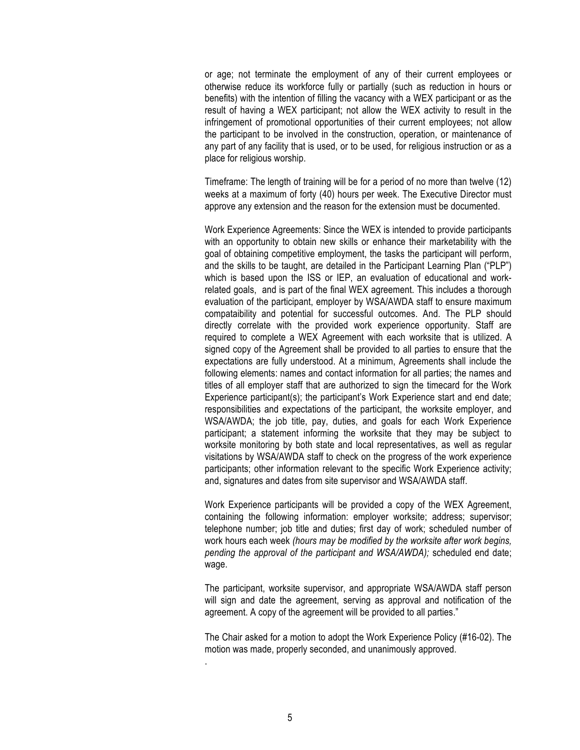or age; not terminate the employment of any of their current employees or otherwise reduce its workforce fully or partially (such as reduction in hours or benefits) with the intention of filling the vacancy with a WEX participant or as the result of having a WEX participant; not allow the WEX activity to result in the infringement of promotional opportunities of their current employees; not allow the participant to be involved in the construction, operation, or maintenance of any part of any facility that is used, or to be used, for religious instruction or as a place for religious worship.

Timeframe: The length of training will be for a period of no more than twelve (12) weeks at a maximum of forty (40) hours per week. The Executive Director must approve any extension and the reason for the extension must be documented.

Work Experience Agreements: Since the WEX is intended to provide participants with an opportunity to obtain new skills or enhance their marketability with the goal of obtaining competitive employment, the tasks the participant will perform, and the skills to be taught, are detailed in the Participant Learning Plan ("PLP") which is based upon the ISS or IEP, an evaluation of educational and work-related goals, and is part of the final WEX agreement. This includes a thorough evaluation of the participant, employer by WSA/AWDA staff to ensure maximum compataibility and potential for successful outcomes. And. The PLP should directly correlate with the provided work experience opportunity. Staff are required to complete a WEX Agreement with each worksite that is utilized. A signed copy of the Agreement shall be provided to all parties to ensure that the expectations are fully understood. At a minimum, Agreements shall include the following elements: names and contact information for all parties; the names and titles of all employer staff that are authorized to sign the timecard for the Work Experience participant(s); the participant's Work Experience start and end date; responsibilities and expectations of the participant, the worksite employer, and WSA/AWDA; the job title, pay, duties, and goals for each Work Experience participant; a statement informing the worksite that they may be subject to worksite monitoring by both state and local representatives, as well as regular visitations by WSA/AWDA staff to check on the progress of the work experience participants; other information relevant to the specific Work Experience activity; and, signatures and dates from site supervisor and WSA/AWDA staff.

Work Experience participants will be provided a copy of the WEX Agreement, containing the following information: employer worksite; address; supervisor; telephone number; job title and duties; first day of work; scheduled number of work hours each week *(hours may be modified by the worksite after work begins, pending the approval of the participant and WSA/AWDA);* scheduled end date; wage.

The participant, worksite supervisor, and appropriate WSA/AWDA staff person will sign and date the agreement, serving as approval and notification of the agreement. A copy of the agreement will be provided to all parties."

The Chair asked for a motion to adopt the Work Experience Policy (#16-02). The motion was made, properly seconded, and unanimously approved.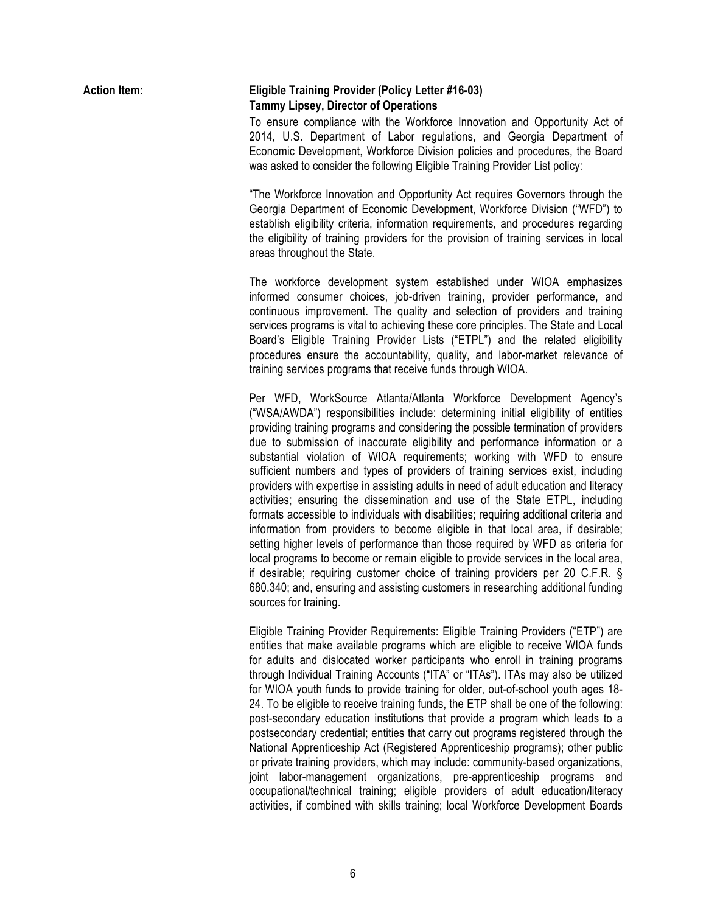**Action Item:** **Eligible Training Provider (Policy Letter #16-03)**
**Tammy Lipsey, Director of Operations**

To ensure compliance with the Workforce Innovation and Opportunity Act of 2014, U.S. Department of Labor regulations, and Georgia Department of Economic Development, Workforce Division policies and procedures, the Board was asked to consider the following Eligible Training Provider List policy:

"The Workforce Innovation and Opportunity Act requires Governors through the Georgia Department of Economic Development, Workforce Division ("WFD") to establish eligibility criteria, information requirements, and procedures regarding the eligibility of training providers for the provision of training services in local areas throughout the State.

The workforce development system established under WIOA emphasizes informed consumer choices, job-driven training, provider performance, and continuous improvement. The quality and selection of providers and training services programs is vital to achieving these core principles. The State and Local Board's Eligible Training Provider Lists ("ETPL") and the related eligibility procedures ensure the accountability, quality, and labor-market relevance of training services programs that receive funds through WIOA.

Per WFD, WorkSource Atlanta/Atlanta Workforce Development Agency's ("WSA/AWDA") responsibilities include: determining initial eligibility of entities providing training programs and considering the possible termination of providers due to submission of inaccurate eligibility and performance information or a substantial violation of WIOA requirements; working with WFD to ensure sufficient numbers and types of providers of training services exist, including providers with expertise in assisting adults in need of adult education and literacy activities; ensuring the dissemination and use of the State ETPL, including formats accessible to individuals with disabilities; requiring additional criteria and information from providers to become eligible in that local area, if desirable; setting higher levels of performance than those required by WFD as criteria for local programs to become or remain eligible to provide services in the local area, if desirable; requiring customer choice of training providers per 20 C.F.R. § 680.340; and, ensuring and assisting customers in researching additional funding sources for training.

Eligible Training Provider Requirements: Eligible Training Providers ("ETP") are entities that make available programs which are eligible to receive WIOA funds for adults and dislocated worker participants who enroll in training programs through Individual Training Accounts ("ITA" or "ITAs"). ITAs may also be utilized for WIOA youth funds to provide training for older, out-of-school youth ages 18-24. To be eligible to receive training funds, the ETP shall be one of the following: post-secondary education institutions that provide a program which leads to a postsecondary credential; entities that carry out programs registered through the National Apprenticeship Act (Registered Apprenticeship programs); other public or private training providers, which may include: community-based organizations, joint labor-management organizations, pre-apprenticeship programs and occupational/technical training; eligible providers of adult education/literacy activities, if combined with skills training; local Workforce Development Boards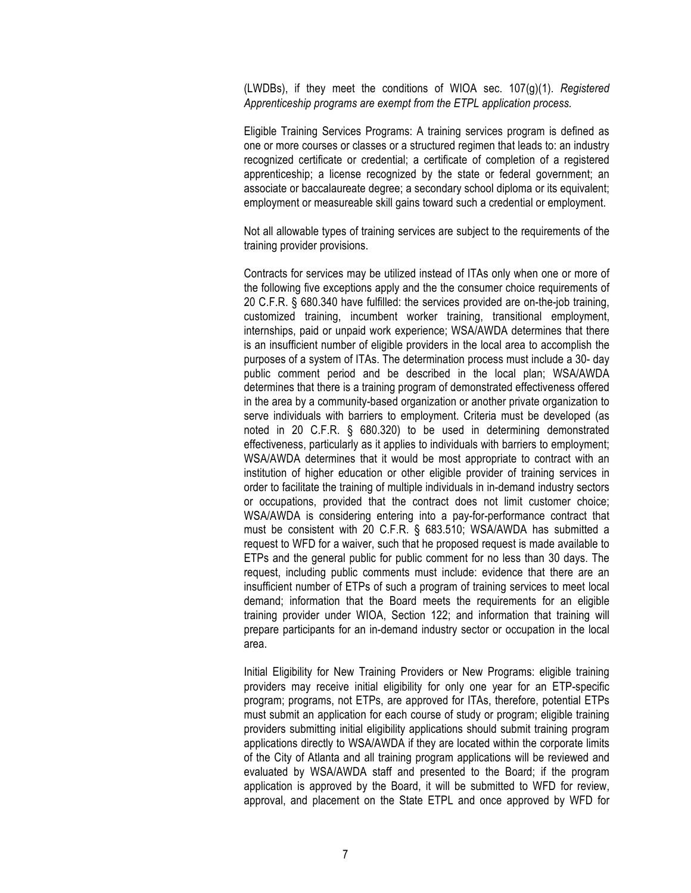(LWDBs), if they meet the conditions of WIOA sec. 107(g)(1). *Registered Apprenticeship programs are exempt from the ETPL application process.*

Eligible Training Services Programs: A training services program is defined as one or more courses or classes or a structured regimen that leads to: an industry recognized certificate or credential; a certificate of completion of a registered apprenticeship; a license recognized by the state or federal government; an associate or baccalaureate degree; a secondary school diploma or its equivalent; employment or measureable skill gains toward such a credential or employment.

Not all allowable types of training services are subject to the requirements of the training provider provisions.

Contracts for services may be utilized instead of ITAs only when one or more of the following five exceptions apply and the the consumer choice requirements of 20 C.F.R. § 680.340 have fulfilled: the services provided are on-the-job training, customized training, incumbent worker training, transitional employment, internships, paid or unpaid work experience; WSA/AWDA determines that there is an insufficient number of eligible providers in the local area to accomplish the purposes of a system of ITAs. The determination process must include a 30- day public comment period and be described in the local plan; WSA/AWDA determines that there is a training program of demonstrated effectiveness offered in the area by a community-based organization or another private organization to serve individuals with barriers to employment. Criteria must be developed (as noted in 20 C.F.R. § 680.320) to be used in determining demonstrated effectiveness, particularly as it applies to individuals with barriers to employment; WSA/AWDA determines that it would be most appropriate to contract with an institution of higher education or other eligible provider of training services in order to facilitate the training of multiple individuals in in-demand industry sectors or occupations, provided that the contract does not limit customer choice; WSA/AWDA is considering entering into a pay-for-performance contract that must be consistent with 20 C.F.R. § 683.510; WSA/AWDA has submitted a request to WFD for a waiver, such that he proposed request is made available to ETPs and the general public for public comment for no less than 30 days. The request, including public comments must include: evidence that there are an insufficient number of ETPs of such a program of training services to meet local demand; information that the Board meets the requirements for an eligible training provider under WIOA, Section 122; and information that training will prepare participants for an in-demand industry sector or occupation in the local area.

Initial Eligibility for New Training Providers or New Programs: eligible training providers may receive initial eligibility for only one year for an ETP-specific program; programs, not ETPs, are approved for ITAs, therefore, potential ETPs must submit an application for each course of study or program; eligible training providers submitting initial eligibility applications should submit training program applications directly to WSA/AWDA if they are located within the corporate limits of the City of Atlanta and all training program applications will be reviewed and evaluated by WSA/AWDA staff and presented to the Board; if the program application is approved by the Board, it will be submitted to WFD for review, approval, and placement on the State ETPL and once approved by WFD for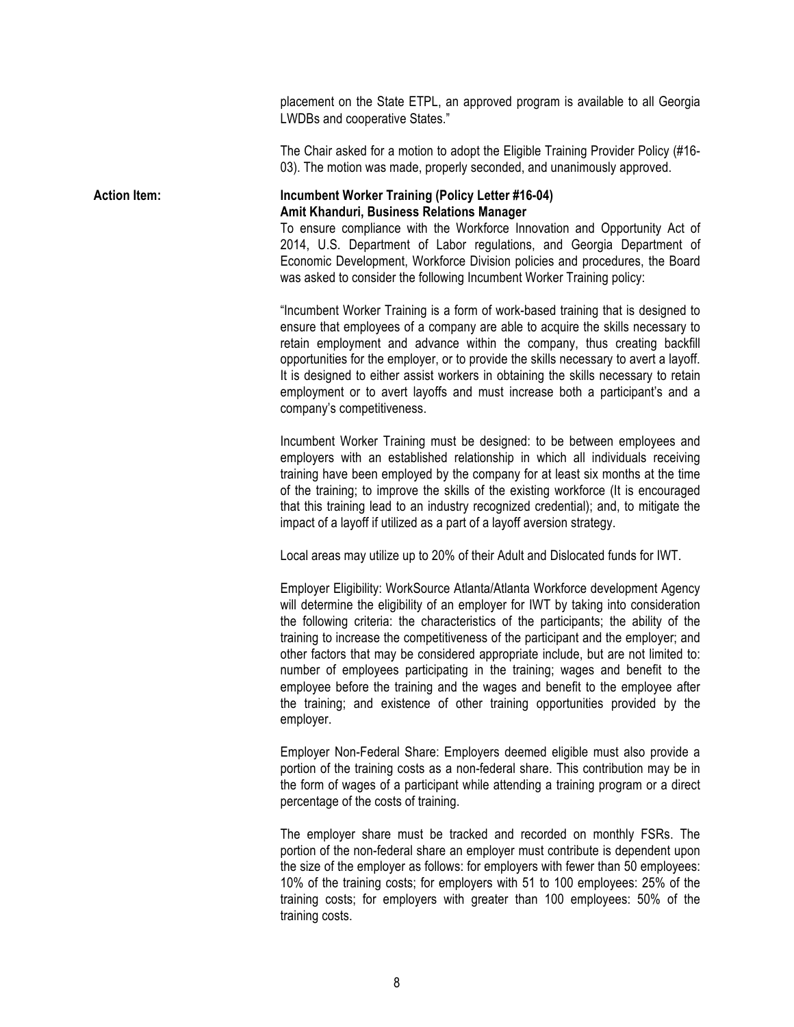placement on the State ETPL, an approved program is available to all Georgia LWDBs and cooperative States."

The Chair asked for a motion to adopt the Eligible Training Provider Policy (#16-03). The motion was made, properly seconded, and unanimously approved.

**Action Item:** **Incumbent Worker Training (Policy Letter #16-04)**
**Amit Khanduri, Business Relations Manager**

To ensure compliance with the Workforce Innovation and Opportunity Act of 2014, U.S. Department of Labor regulations, and Georgia Department of Economic Development, Workforce Division policies and procedures, the Board was asked to consider the following Incumbent Worker Training policy:

"Incumbent Worker Training is a form of work-based training that is designed to ensure that employees of a company are able to acquire the skills necessary to retain employment and advance within the company, thus creating backfill opportunities for the employer, or to provide the skills necessary to avert a layoff. It is designed to either assist workers in obtaining the skills necessary to retain employment or to avert layoffs and must increase both a participant's and a company's competitiveness.

Incumbent Worker Training must be designed: to be between employees and employers with an established relationship in which all individuals receiving training have been employed by the company for at least six months at the time of the training; to improve the skills of the existing workforce (It is encouraged that this training lead to an industry recognized credential); and, to mitigate the impact of a layoff if utilized as a part of a layoff aversion strategy.

Local areas may utilize up to 20% of their Adult and Dislocated funds for IWT.

Employer Eligibility: WorkSource Atlanta/Atlanta Workforce development Agency will determine the eligibility of an employer for IWT by taking into consideration the following criteria: the characteristics of the participants; the ability of the training to increase the competitiveness of the participant and the employer; and other factors that may be considered appropriate include, but are not limited to: number of employees participating in the training; wages and benefit to the employee before the training and the wages and benefit to the employee after the training; and existence of other training opportunities provided by the employer.

Employer Non-Federal Share: Employers deemed eligible must also provide a portion of the training costs as a non-federal share. This contribution may be in the form of wages of a participant while attending a training program or a direct percentage of the costs of training.

The employer share must be tracked and recorded on monthly FSRs. The portion of the non-federal share an employer must contribute is dependent upon the size of the employer as follows: for employers with fewer than 50 employees: 10% of the training costs; for employers with 51 to 100 employees: 25% of the training costs; for employers with greater than 100 employees: 50% of the training costs.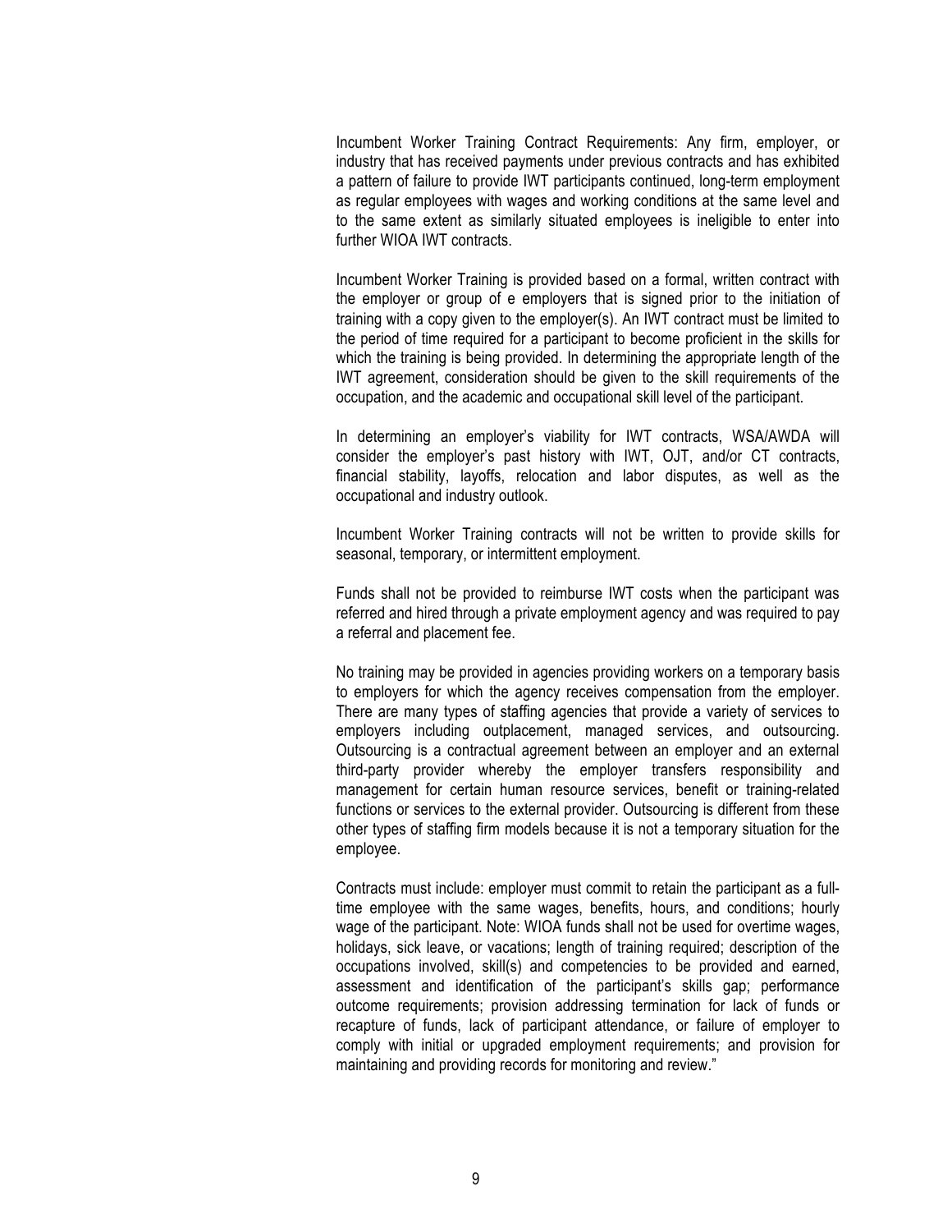Incumbent Worker Training Contract Requirements: Any firm, employer, or industry that has received payments under previous contracts and has exhibited a pattern of failure to provide IWT participants continued, long-term employment as regular employees with wages and working conditions at the same level and to the same extent as similarly situated employees is ineligible to enter into further WIOA IWT contracts.

Incumbent Worker Training is provided based on a formal, written contract with the employer or group of e employers that is signed prior to the initiation of training with a copy given to the employer(s). An IWT contract must be limited to the period of time required for a participant to become proficient in the skills for which the training is being provided. In determining the appropriate length of the IWT agreement, consideration should be given to the skill requirements of the occupation, and the academic and occupational skill level of the participant.

In determining an employer's viability for IWT contracts, WSA/AWDA will consider the employer's past history with IWT, OJT, and/or CT contracts, financial stability, layoffs, relocation and labor disputes, as well as the occupational and industry outlook.

Incumbent Worker Training contracts will not be written to provide skills for seasonal, temporary, or intermittent employment.

Funds shall not be provided to reimburse IWT costs when the participant was referred and hired through a private employment agency and was required to pay a referral and placement fee.

No training may be provided in agencies providing workers on a temporary basis to employers for which the agency receives compensation from the employer. There are many types of staffing agencies that provide a variety of services to employers including outplacement, managed services, and outsourcing. Outsourcing is a contractual agreement between an employer and an external third-party provider whereby the employer transfers responsibility and management for certain human resource services, benefit or training-related functions or services to the external provider. Outsourcing is different from these other types of staffing firm models because it is not a temporary situation for the employee.

Contracts must include: employer must commit to retain the participant as a full-time employee with the same wages, benefits, hours, and conditions; hourly wage of the participant. Note: WIOA funds shall not be used for overtime wages, holidays, sick leave, or vacations; length of training required; description of the occupations involved, skill(s) and competencies to be provided and earned, assessment and identification of the participant's skills gap; performance outcome requirements; provision addressing termination for lack of funds or recapture of funds, lack of participant attendance, or failure of employer to comply with initial or upgraded employment requirements; and provision for maintaining and providing records for monitoring and review."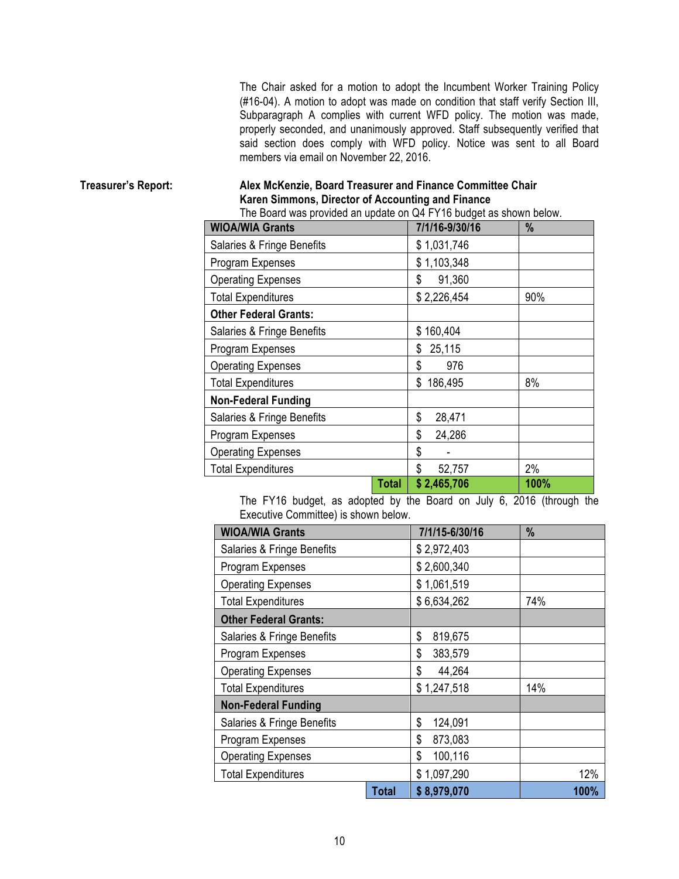The Chair asked for a motion to adopt the Incumbent Worker Training Policy (#16-04). A motion to adopt was made on condition that staff verify Section III, Subparagraph A complies with current WFD policy. The motion was made, properly seconded, and unanimously approved. Staff subsequently verified that said section does comply with WFD policy. Notice was sent to all Board members via email on November 22, 2016.

**Treasurer's Report:**

**Alex McKenzie, Board Treasurer and Finance Committee Chair**
**Karen Simmons, Director of Accounting and Finance**

The Board was provided an update on Q4 FY16 budget as shown below.

| WIOA/WIA Grants | | 7/1/16-9/30/16 | % |
|---|---|---|---|
| Salaries & Fringe Benefits | | $ 1,031,746 | |
| Program Expenses | | $ 1,103,348 | |
| Operating Expenses | | $ 91,360 | |
| Total Expenditures | | $ 2,226,454 | 90% |
| **Other Federal Grants:** | | | |
| Salaries & Fringe Benefits | | $ 160,404 | |
| Program Expenses | | $ 25,115 | |
| Operating Expenses | | $ 976 | |
| Total Expenditures | | $ 186,495 | 8% |
| **Non-Federal Funding** | | | |
| Salaries & Fringe Benefits | | $ 28,471 | |
| Program Expenses | | $ 24,286 | |
| Operating Expenses | | $ - | |
| Total Expenditures | | $ 52,757 | 2% |
| | **Total** | **$ 2,465,706** | **100%** |

The FY16 budget, as adopted by the Board on July 6, 2016 (through the Executive Committee) is shown below.

| WIOA/WIA Grants | | 7/1/15-6/30/16 | % |
|---|---|---|---|
| Salaries & Fringe Benefits | | $ 2,972,403 | |
| Program Expenses | | $ 2,600,340 | |
| Operating Expenses | | $ 1,061,519 | |
| Total Expenditures | | $ 6,634,262 | 74% |
| **Other Federal Grants:** | | | |
| Salaries & Fringe Benefits | | $ 819,675 | |
| Program Expenses | | $ 383,579 | |
| Operating Expenses | | $ 44,264 | |
| Total Expenditures | | $ 1,247,518 | 14% |
| **Non-Federal Funding** | | | |
| Salaries & Fringe Benefits | | $ 124,091 | |
| Program Expenses | | $ 873,083 | |
| Operating Expenses | | $ 100,116 | |
| Total Expenditures | | $ 1,097,290 | 12% |
| | **Total** | **$ 8,979,070** | **100%** |